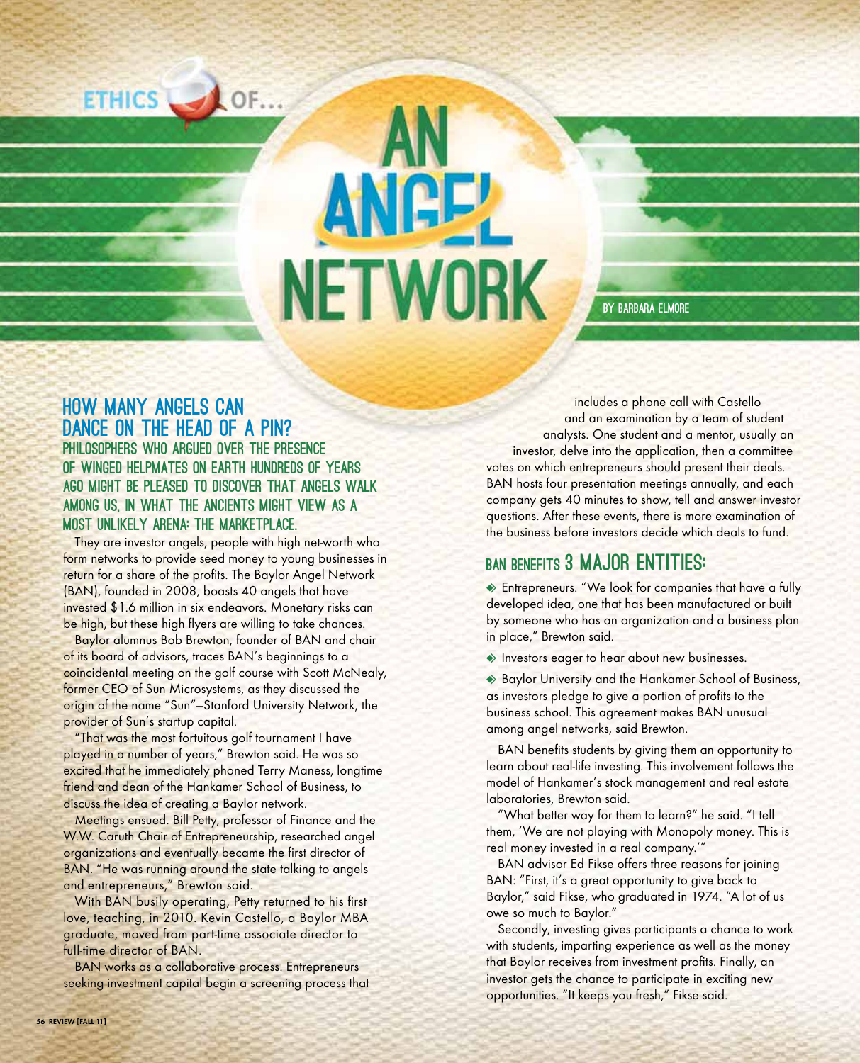ETHICS OF...

# AN ANGEL NETWORK

BY BARBARA ELMORE

## HOW MANY ANGELS CAN DANCE ON THE HEAD OF A PIN?

**PHILOSOPHERS WHO ARGUED OVER THE PRESENCE OF WINGED HELPMATES ON EARTH HUNDREDS OF YEARS AGO MIGHT BE PLEASED TO DISCOVER THAT ANGELS WALK AMONG US, IN WHAT THE ANCIENTS MIGHT VIEW AS A MOST UNLIKELY ARENA: THE MARKETPLACE.**

They are investor angels, people with high net-worth who form networks to provide seed money to young businesses in return for a share of the profits. The Baylor Angel Network (BAN), founded in 2008, boasts 40 angels that have invested $1.6 million in six endeavors. Monetary risks can be high, but these high flyers are willing to take chances.

Baylor alumnus Bob Brewton, founder of BAN and chair of its board of advisors, traces BAN's beginnings to a coincidental meeting on the golf course with Scott McNealy, former CEO of Sun Microsystems, as they discussed the origin of the name "Sun"—Stanford University Network, the provider of Sun's startup capital.

"That was the most fortuitous golf tournament I have played in a number of years," Brewton said. He was so excited that he immediately phoned Terry Maness, longtime friend and dean of the Hankamer School of Business, to discuss the idea of creating a Baylor network.

Meetings ensued. Bill Petty, professor of Finance and the W.W. Caruth Chair of Entrepreneurship, researched angel organizations and eventually became the first director of BAN. "He was running around the state talking to angels and entrepreneurs," Brewton said.

With BAN busily operating, Petty returned to his first love, teaching, in 2010. Kevin Castello, a Baylor MBA graduate, moved from part-time associate director to full-time director of BAN.

BAN works as a collaborative process. Entrepreneurs seeking investment capital begin a screening process that includes a phone call with Castello and an examination by a team of student analysts. One student and a mentor, usually an investor, delve into the application, then a committee votes on which entrepreneurs should present their deals. BAN hosts four presentation meetings annually, and each company gets 40 minutes to show, tell and answer investor questions. After these events, there is more examination of the business before investors decide which deals to fund.

## BAN BENEFITS 3 MAJOR ENTITIES:

- Entrepreneurs. "We look for companies that have a fully developed idea, one that has been manufactured or built by someone who has an organization and a business plan in place," Brewton said.
- Investors eager to hear about new businesses.
- Baylor University and the Hankamer School of Business, as investors pledge to give a portion of profits to the business school. This agreement makes BAN unusual among angel networks, said Brewton.

BAN benefits students by giving them an opportunity to learn about real-life investing. This involvement follows the model of Hankamer's stock management and real estate laboratories, Brewton said.

"What better way for them to learn?" he said. "I tell them, 'We are not playing with Monopoly money. This is real money invested in a real company.'"

BAN advisor Ed Fikse offers three reasons for joining BAN: "First, it's a great opportunity to give back to Baylor," said Fikse, who graduated in 1974. "A lot of us owe so much to Baylor."

Secondly, investing gives participants a chance to work with students, imparting experience as well as the money that Baylor receives from investment profits. Finally, an investor gets the chance to participate in exciting new opportunities. "It keeps you fresh," Fikse said.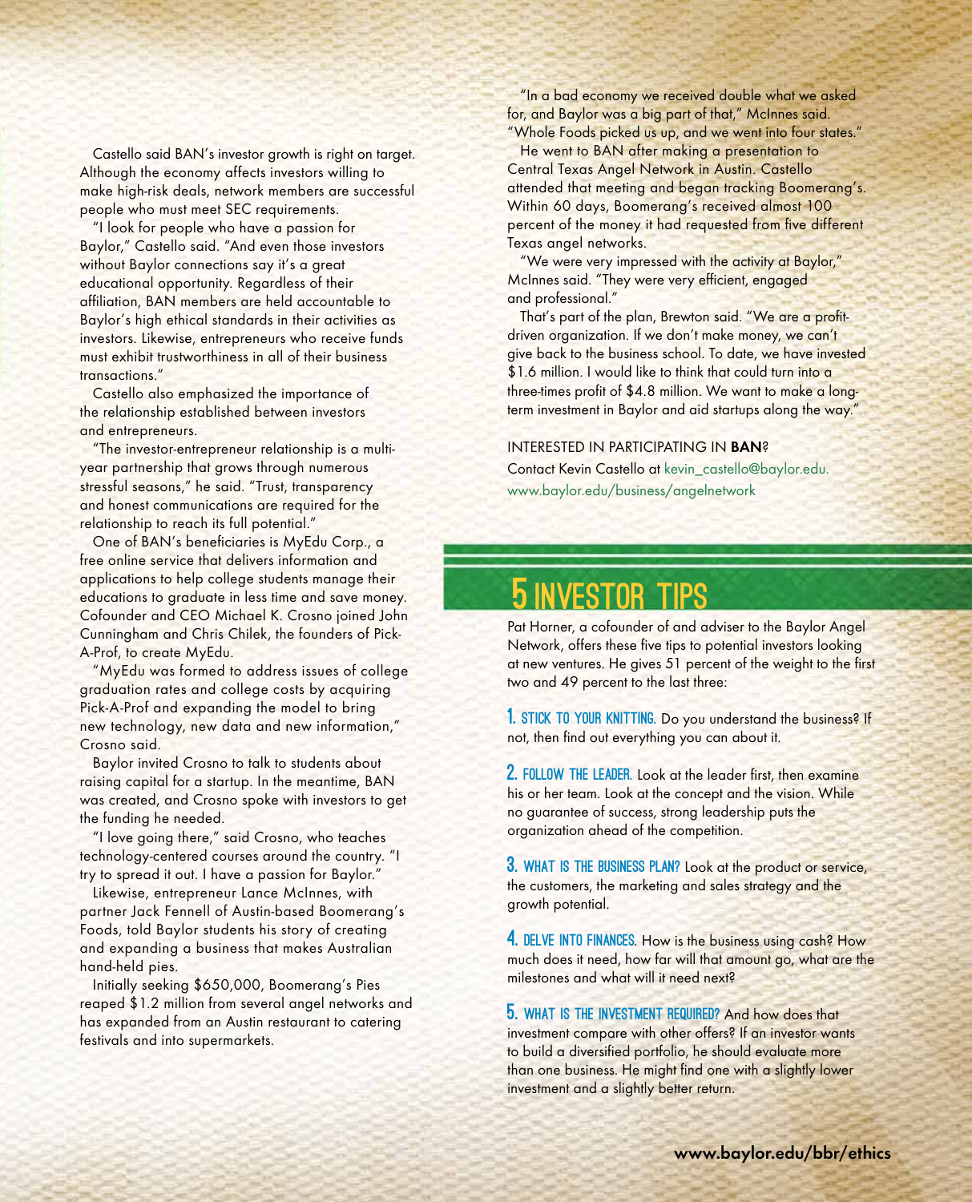Castello said BAN's investor growth is right on target. Although the economy affects investors willing to make high-risk deals, network members are successful people who must meet SEC requirements.

"I look for people who have a passion for Baylor," Castello said. "And even those investors without Baylor connections say it's a great educational opportunity. Regardless of their affiliation, BAN members are held accountable to Baylor's high ethical standards in their activities as investors. Likewise, entrepreneurs who receive funds must exhibit trustworthiness in all of their business transactions."

Castello also emphasized the importance of the relationship established between investors and entrepreneurs.

"The investor-entrepreneur relationship is a multi-year partnership that grows through numerous stressful seasons," he said. "Trust, transparency and honest communications are required for the relationship to reach its full potential."

One of BAN's beneficiaries is MyEdu Corp., a free online service that delivers information and applications to help college students manage their educations to graduate in less time and save money. Cofounder and CEO Michael K. Crosno joined John Cunningham and Chris Chilek, the founders of Pick-A-Prof, to create MyEdu.

"MyEdu was formed to address issues of college graduation rates and college costs by acquiring Pick-A-Prof and expanding the model to bring new technology, new data and new information," Crosno said.

Baylor invited Crosno to talk to students about raising capital for a startup. In the meantime, BAN was created, and Crosno spoke with investors to get the funding he needed.

"I love going there," said Crosno, who teaches technology-centered courses around the country. "I try to spread it out. I have a passion for Baylor."

Likewise, entrepreneur Lance McInnes, with partner Jack Fennell of Austin-based Boomerang's Foods, told Baylor students his story of creating and expanding a business that makes Australian hand-held pies.

Initially seeking $650,000, Boomerang's Pies reaped $1.2 million from several angel networks and has expanded from an Austin restaurant to catering festivals and into supermarkets.

"In a bad economy we received double what we asked for, and Baylor was a big part of that," McInnes said. "Whole Foods picked us up, and we went into four states."

He went to BAN after making a presentation to Central Texas Angel Network in Austin. Castello attended that meeting and began tracking Boomerang's. Within 60 days, Boomerang's received almost 100 percent of the money it had requested from five different Texas angel networks.

"We were very impressed with the activity at Baylor," McInnes said. "They were very efficient, engaged and professional."

That's part of the plan, Brewton said. "We are a profit-driven organization. If we don't make money, we can't give back to the business school. To date, we have invested $1.6 million. I would like to think that could turn into a three-times profit of $4.8 million. We want to make a long-term investment in Baylor and aid startups along the way."

INTERESTED IN PARTICIPATING IN **BAN**?
Contact Kevin Castello at kevin_castello@baylor.edu.
www.baylor.edu/business/angelnetwork

## 5 INVESTOR TIPS

Pat Horner, a cofounder of and adviser to the Baylor Angel Network, offers these five tips to potential investors looking at new ventures. He gives 51 percent of the weight to the first two and 49 percent to the last three:

**1. STICK TO YOUR KNITTING.** Do you understand the business? If not, then find out everything you can about it.

**2. FOLLOW THE LEADER.** Look at the leader first, then examine his or her team. Look at the concept and the vision. While no guarantee of success, strong leadership puts the organization ahead of the competition.

**3. WHAT IS THE BUSINESS PLAN?** Look at the product or service, the customers, the marketing and sales strategy and the growth potential.

**4. DELVE INTO FINANCES.** How is the business using cash? How much does it need, how far will that amount go, what are the milestones and what will it need next?

**5. WHAT IS THE INVESTMENT REQUIRED?** And how does that investment compare with other offers? If an investor wants to build a diversified portfolio, he should evaluate more than one business. He might find one with a slightly lower investment and a slightly better return.